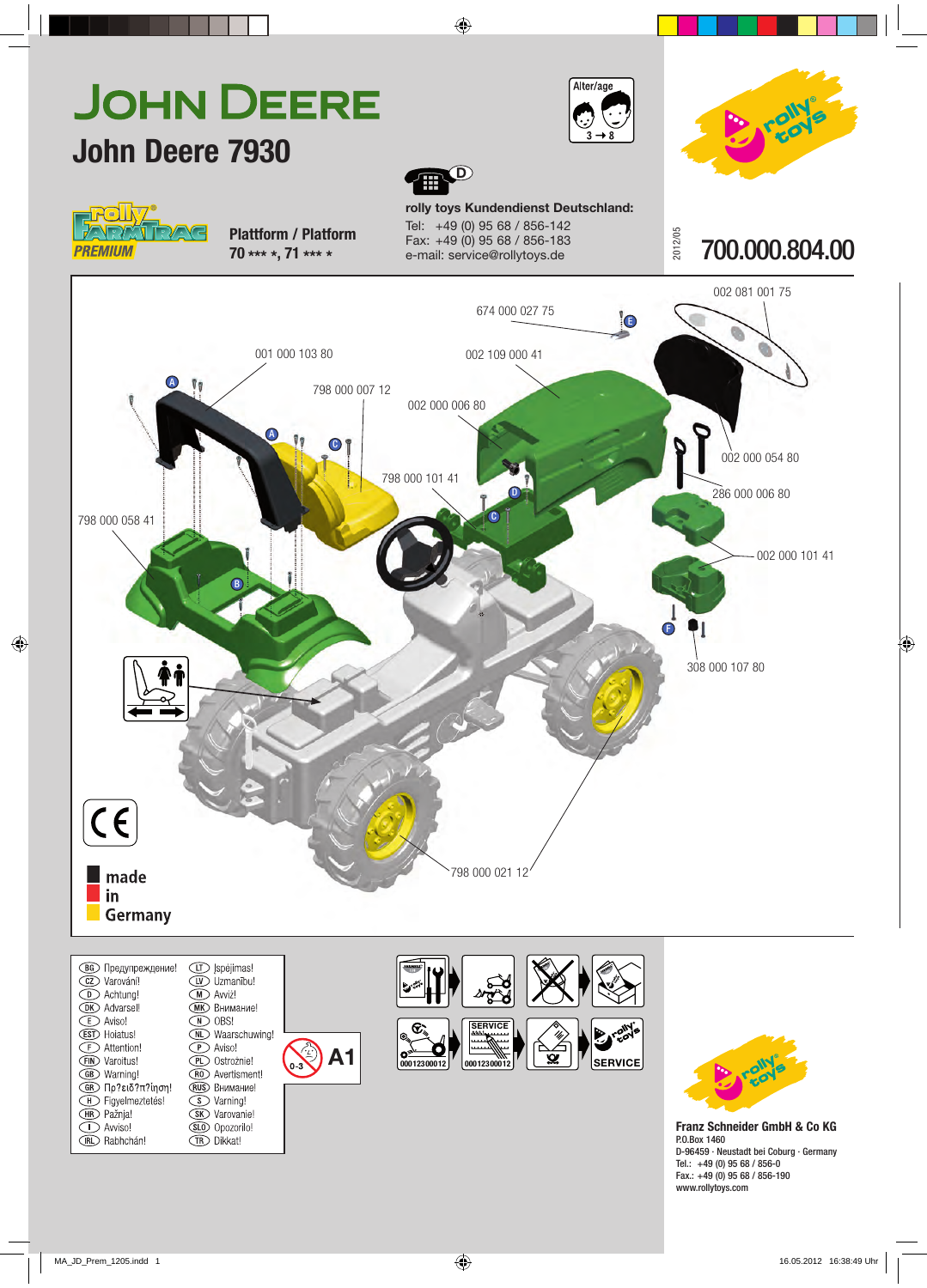# JOHN DEERE

## John Deere 7930

Alter/age 3 → 8

rolly toys

rolly FARMTRAC PREMIUM

Plattform / Platform
70 *** *, 71 *** *

D

**rolly toys Kundendienst Deutschland:**
Tel: +49 (0) 95 68 / 856-142
Fax: +49 (0) 95 68 / 856-183
e-mail: service@rollytoys.de

2012/05

## 700.000.804.00

002 081 001 75
674 000 027 75
E
001 000 103 80
002 109 000 41
A
798 000 007 12
002 000 006 80
A
C
002 000 054 80
798 000 101 41
286 000 006 80
D
C
798 000 058 41
002 000 101 41
B
F
308 000 107 80
798 000 021 12

CE

made in Germany

| | |
|---|---|
| BG Предупреждение! | LT Įspėjimas! |
| CZ Varování! | LV Uzmanību! |
| D Achtung! | M Avviż! |
| DK Advarsel! | MK Внимание! |
| E Aviso! | N OBS! |
| EST Hoiatus! | NL Waarschuwing! |
| F Attention! | P Aviso! |
| FIN Varoitus! | PL Ostrożnie! |
| GB Warning! | RO Avertisment! |
| GR Προ?ειδ?π?ίηση! | RUS Внимание! |
| H Figyelmeztetés! | S Varning! |
| HR Pažnja! | SK Varovanie! |
| I Avviso! | SLO Opozorilo! |
| IRL Rabhchán! | TR Dikkat! |

0-3 A1

SERVICE
00012300012 00012300012 SERVICE

rolly toys

**Franz Schneider GmbH & Co KG**
P.O.Box 1460
D-96459 · Neustadt bei Coburg · Germany
Tel.: +49 (0) 95 68 / 856-0
Fax: +49 (0) 95 68 / 856-190
www.rollytoys.com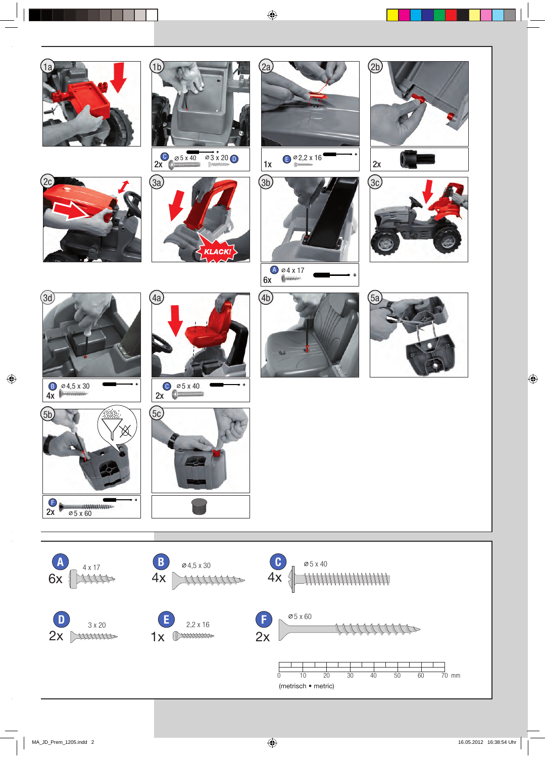1a

1b

2x C Ø5 x 40 Ø3 x 20 D

2a

1x E Ø2,2 x 16

2b

2x

2c

3a

KLACK!

3b

A Ø4 x 17
6x

3c

3d

B Ø4,5 x 30
4x

4a

C Ø5 x 40
2x

4b

5a

5b

F
2x Ø5 x 60

5c

| | | |
|---|---|---|
| A 6x 4 x 17 | B 4x Ø4,5 x 30 | C 4x Ø5 x 40 |
| D 2x 3 x 20 | E 1x 2,2 x 16 | F 2x Ø5 x 60 |

0 10 20 30 40 50 60 70 mm

(metrisch • metric)